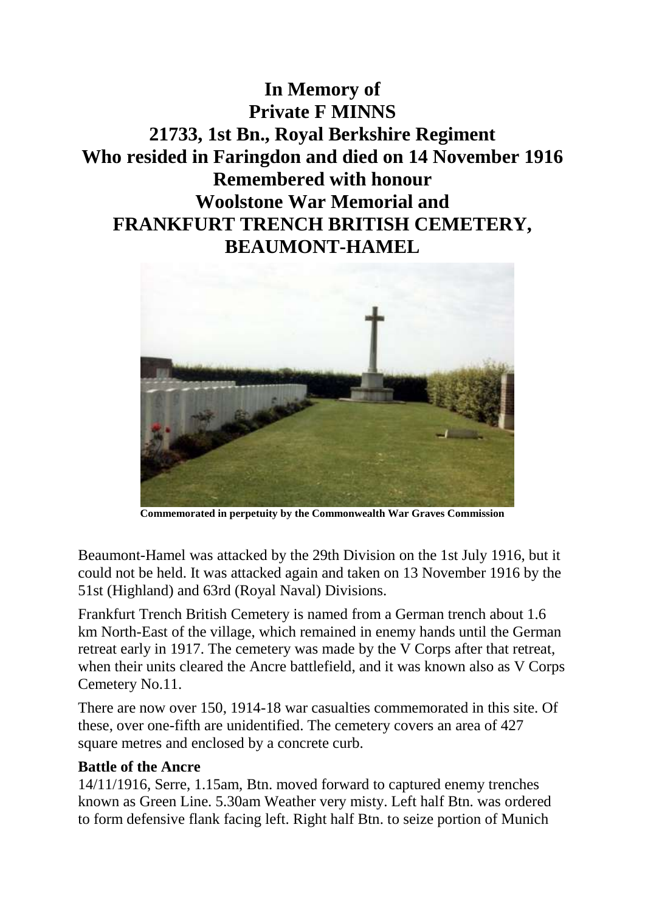# In Memory of
# Private F MINNS
# 21733, 1st Bn., Royal Berkshire Regiment
# Who resided in Faringdon and died on 14 November 1916
# Remembered with honour
# Woolstone War Memorial and
# FRANKFURT TRENCH BRITISH CEMETERY, BEAUMONT-HAMEL

**Commemorated in perpetuity by the Commonwealth War Graves Commission**

Beaumont-Hamel was attacked by the 29th Division on the 1st July 1916, but it could not be held. It was attacked again and taken on 13 November 1916 by the 51st (Highland) and 63rd (Royal Naval) Divisions.

Frankfurt Trench British Cemetery is named from a German trench about 1.6 km North-East of the village, which remained in enemy hands until the German retreat early in 1917. The cemetery was made by the V Corps after that retreat, when their units cleared the Ancre battlefield, and it was known also as V Corps Cemetery No.11.

There are now over 150, 1914-18 war casualties commemorated in this site. Of these, over one-fifth are unidentified. The cemetery covers an area of 427 square metres and enclosed by a concrete curb.

**Battle of the Ancre**

14/11/1916, Serre, 1.15am, Btn. moved forward to captured enemy trenches known as Green Line. 5.30am Weather very misty. Left half Btn. was ordered to form defensive flank facing left. Right half Btn. to seize portion of Munich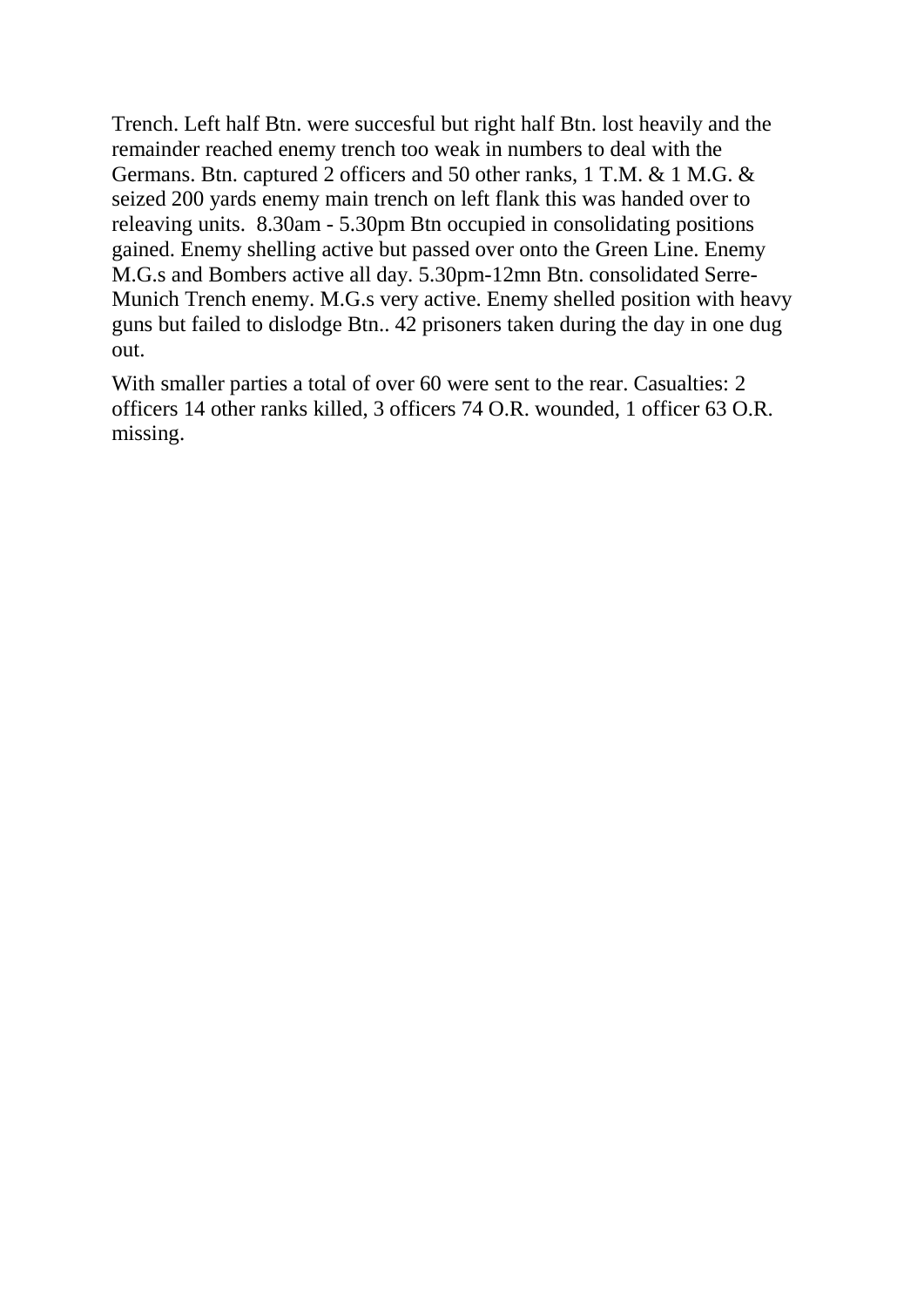Trench. Left half Btn. were succesful but right half Btn. lost heavily and the remainder reached enemy trench too weak in numbers to deal with the Germans. Btn. captured 2 officers and 50 other ranks, 1 T.M. & 1 M.G. & seized 200 yards enemy main trench on left flank this was handed over to releaving units. 8.30am - 5.30pm Btn occupied in consolidating positions gained. Enemy shelling active but passed over onto the Green Line. Enemy M.G.s and Bombers active all day. 5.30pm-12mn Btn. consolidated Serre-Munich Trench enemy. M.G.s very active. Enemy shelled position with heavy guns but failed to dislodge Btn.. 42 prisoners taken during the day in one dug out.

With smaller parties a total of over 60 were sent to the rear. Casualties: 2 officers 14 other ranks killed, 3 officers 74 O.R. wounded, 1 officer 63 O.R. missing.